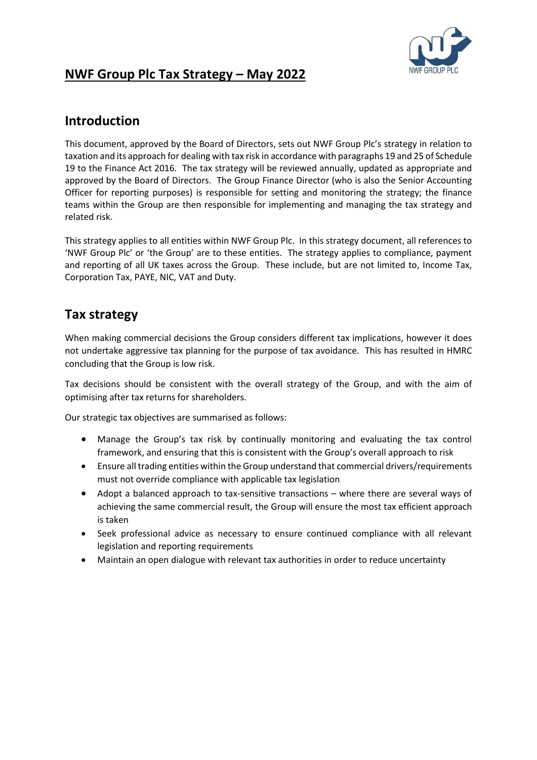# NWF Group Plc Tax Strategy – May 2022

## Introduction

This document, approved by the Board of Directors, sets out NWF Group Plc's strategy in relation to taxation and its approach for dealing with tax risk in accordance with paragraphs 19 and 25 of Schedule 19 to the Finance Act 2016. The tax strategy will be reviewed annually, updated as appropriate and approved by the Board of Directors. The Group Finance Director (who is also the Senior Accounting Officer for reporting purposes) is responsible for setting and monitoring the strategy; the finance teams within the Group are then responsible for implementing and managing the tax strategy and related risk.

This strategy applies to all entities within NWF Group Plc. In this strategy document, all references to 'NWF Group Plc' or 'the Group' are to these entities. The strategy applies to compliance, payment and reporting of all UK taxes across the Group. These include, but are not limited to, Income Tax, Corporation Tax, PAYE, NIC, VAT and Duty.

## Tax strategy

When making commercial decisions the Group considers different tax implications, however it does not undertake aggressive tax planning for the purpose of tax avoidance. This has resulted in HMRC concluding that the Group is low risk.

Tax decisions should be consistent with the overall strategy of the Group, and with the aim of optimising after tax returns for shareholders.

Our strategic tax objectives are summarised as follows:

- Manage the Group's tax risk by continually monitoring and evaluating the tax control framework, and ensuring that this is consistent with the Group's overall approach to risk
- Ensure all trading entities within the Group understand that commercial drivers/requirements must not override compliance with applicable tax legislation
- Adopt a balanced approach to tax-sensitive transactions – where there are several ways of achieving the same commercial result, the Group will ensure the most tax efficient approach is taken
- Seek professional advice as necessary to ensure continued compliance with all relevant legislation and reporting requirements
- Maintain an open dialogue with relevant tax authorities in order to reduce uncertainty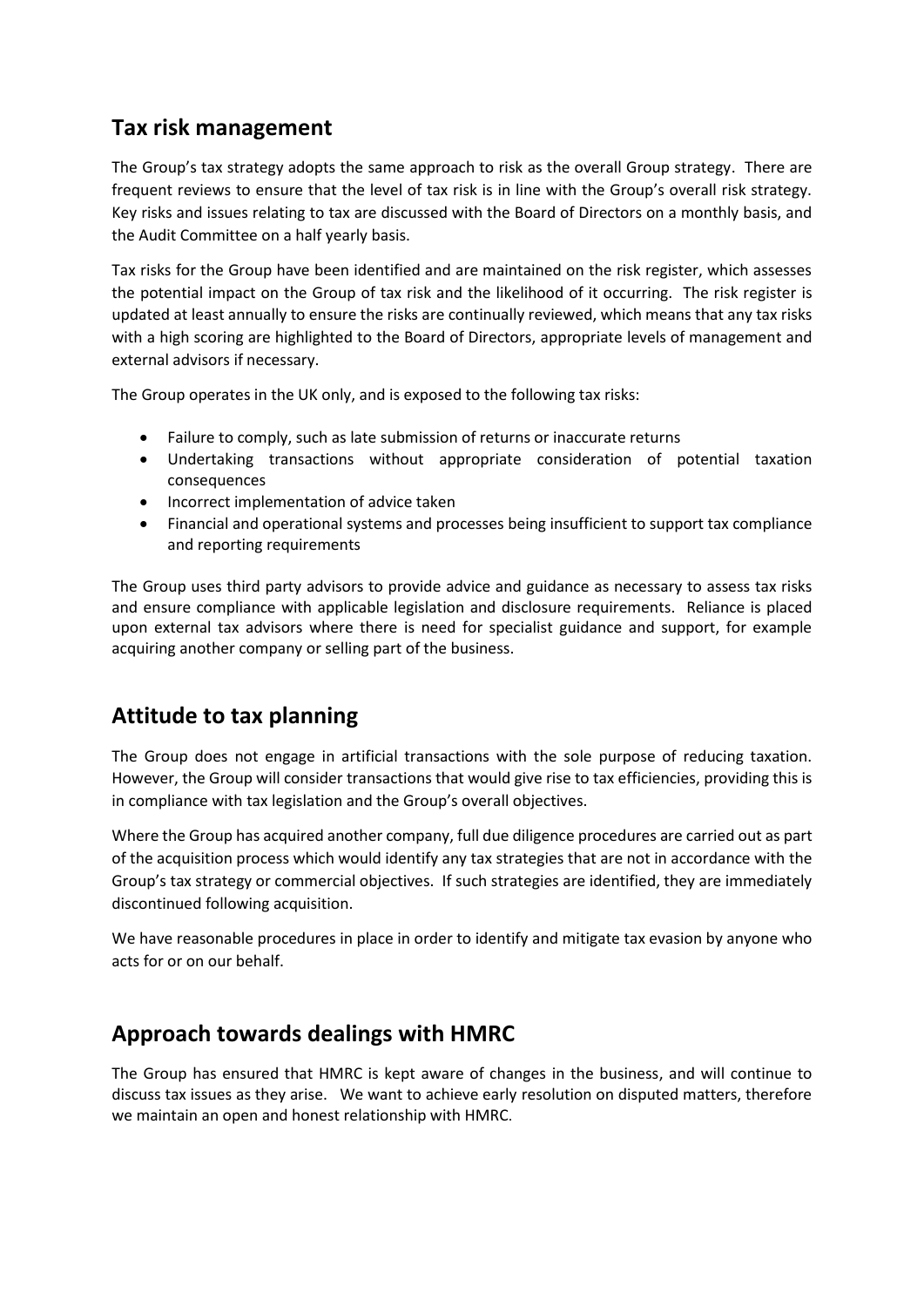## Tax risk management

The Group's tax strategy adopts the same approach to risk as the overall Group strategy. There are frequent reviews to ensure that the level of tax risk is in line with the Group's overall risk strategy. Key risks and issues relating to tax are discussed with the Board of Directors on a monthly basis, and the Audit Committee on a half yearly basis.

Tax risks for the Group have been identified and are maintained on the risk register, which assesses the potential impact on the Group of tax risk and the likelihood of it occurring. The risk register is updated at least annually to ensure the risks are continually reviewed, which means that any tax risks with a high scoring are highlighted to the Board of Directors, appropriate levels of management and external advisors if necessary.

The Group operates in the UK only, and is exposed to the following tax risks:

- Failure to comply, such as late submission of returns or inaccurate returns
- Undertaking transactions without appropriate consideration of potential taxation consequences
- Incorrect implementation of advice taken
- Financial and operational systems and processes being insufficient to support tax compliance and reporting requirements

The Group uses third party advisors to provide advice and guidance as necessary to assess tax risks and ensure compliance with applicable legislation and disclosure requirements. Reliance is placed upon external tax advisors where there is need for specialist guidance and support, for example acquiring another company or selling part of the business.

## Attitude to tax planning

The Group does not engage in artificial transactions with the sole purpose of reducing taxation. However, the Group will consider transactions that would give rise to tax efficiencies, providing this is in compliance with tax legislation and the Group's overall objectives.

Where the Group has acquired another company, full due diligence procedures are carried out as part of the acquisition process which would identify any tax strategies that are not in accordance with the Group's tax strategy or commercial objectives. If such strategies are identified, they are immediately discontinued following acquisition.

We have reasonable procedures in place in order to identify and mitigate tax evasion by anyone who acts for or on our behalf.

## Approach towards dealings with HMRC

The Group has ensured that HMRC is kept aware of changes in the business, and will continue to discuss tax issues as they arise. We want to achieve early resolution on disputed matters, therefore we maintain an open and honest relationship with HMRC.